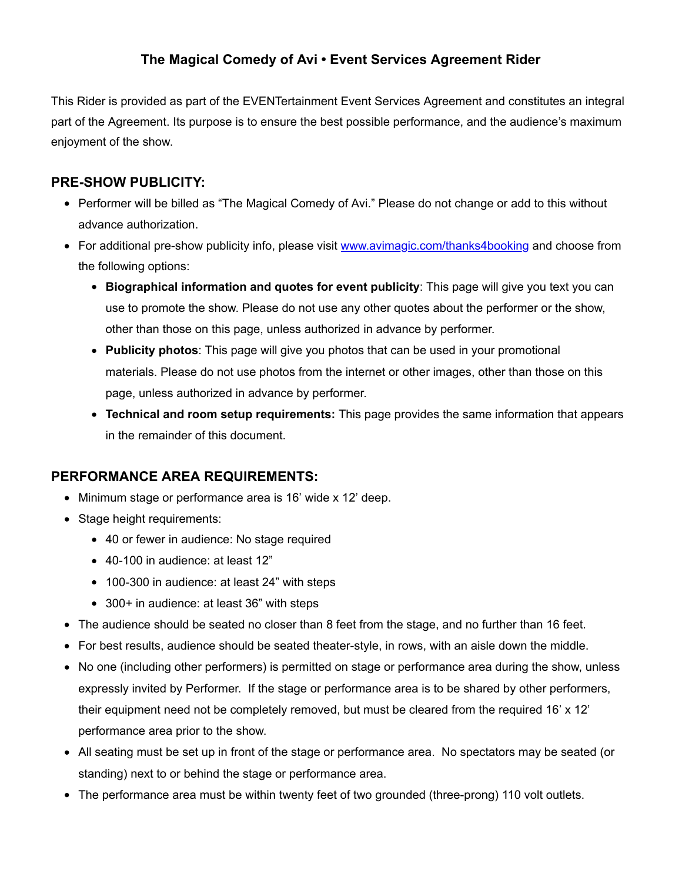# The Magical Comedy of Avi • Event Services Agreement Rider

This Rider is provided as part of the EVENTertainment Event Services Agreement and constitutes an integral part of the Agreement. Its purpose is to ensure the best possible performance, and the audience's maximum enjoyment of the show.

## PRE-SHOW PUBLICITY:

- Performer will be billed as "The Magical Comedy of Avi." Please do not change or add to this without advance authorization.
- For additional pre-show publicity info, please visit [www.avimagic.com/thanks4booking](www.avimagic.com/thanks4booking) and choose from the following options:
  - **Biographical information and quotes for event publicity**: This page will give you text you can use to promote the show. Please do not use any other quotes about the performer or the show, other than those on this page, unless authorized in advance by performer.
  - **Publicity photos**: This page will give you photos that can be used in your promotional materials. Please do not use photos from the internet or other images, other than those on this page, unless authorized in advance by performer.
  - **Technical and room setup requirements:** This page provides the same information that appears in the remainder of this document.

## PERFORMANCE AREA REQUIREMENTS:

- Minimum stage or performance area is 16' wide x 12' deep.
- Stage height requirements:
  - 40 or fewer in audience: No stage required
  - 40-100 in audience: at least 12"
  - 100-300 in audience: at least 24" with steps
  - 300+ in audience: at least 36" with steps
- The audience should be seated no closer than 8 feet from the stage, and no further than 16 feet.
- For best results, audience should be seated theater-style, in rows, with an aisle down the middle.
- No one (including other performers) is permitted on stage or performance area during the show, unless expressly invited by Performer. If the stage or performance area is to be shared by other performers, their equipment need not be completely removed, but must be cleared from the required 16' x 12' performance area prior to the show.
- All seating must be set up in front of the stage or performance area. No spectators may be seated (or standing) next to or behind the stage or performance area.
- The performance area must be within twenty feet of two grounded (three-prong) 110 volt outlets.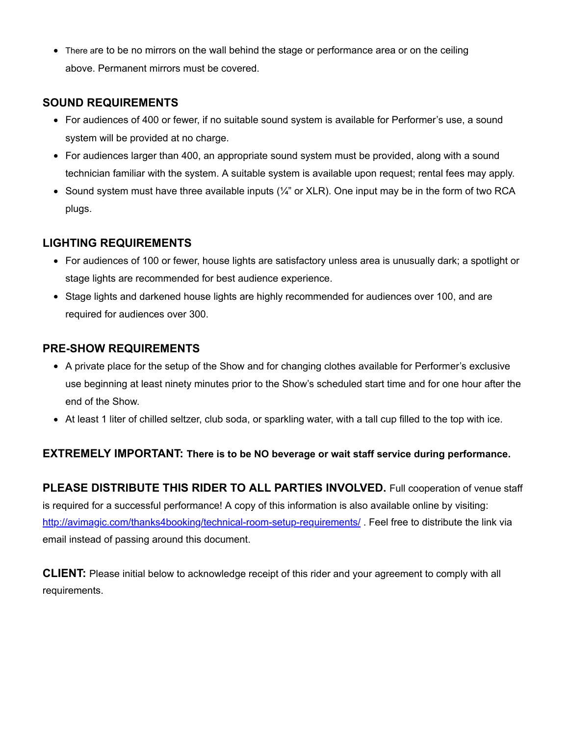- There are to be no mirrors on the wall behind the stage or performance area or on the ceiling above. Permanent mirrors must be covered.

## SOUND REQUIREMENTS

- For audiences of 400 or fewer, if no suitable sound system is available for Performer's use, a sound system will be provided at no charge.
- For audiences larger than 400, an appropriate sound system must be provided, along with a sound technician familiar with the system. A suitable system is available upon request; rental fees may apply.
- Sound system must have three available inputs (¼" or XLR). One input may be in the form of two RCA plugs.

## LIGHTING REQUIREMENTS

- For audiences of 100 or fewer, house lights are satisfactory unless area is unusually dark; a spotlight or stage lights are recommended for best audience experience.
- Stage lights and darkened house lights are highly recommended for audiences over 100, and are required for audiences over 300.

## PRE-SHOW REQUIREMENTS

- A private place for the setup of the Show and for changing clothes available for Performer's exclusive use beginning at least ninety minutes prior to the Show's scheduled start time and for one hour after the end of the Show.
- At least 1 liter of chilled seltzer, club soda, or sparkling water, with a tall cup filled to the top with ice.

**EXTREMELY IMPORTANT: There is to be NO beverage or wait staff service during performance.**

**PLEASE DISTRIBUTE THIS RIDER TO ALL PARTIES INVOLVED.** Full cooperation of venue staff is required for a successful performance! A copy of this information is also available online by visiting: [http://avimagic.com/thanks4booking/technical-room-setup-requirements/](http://avimagic.com/thanks4booking/technical-room-setup-requirements/) . Feel free to distribute the link via email instead of passing around this document.

**CLIENT:** Please initial below to acknowledge receipt of this rider and your agreement to comply with all requirements.